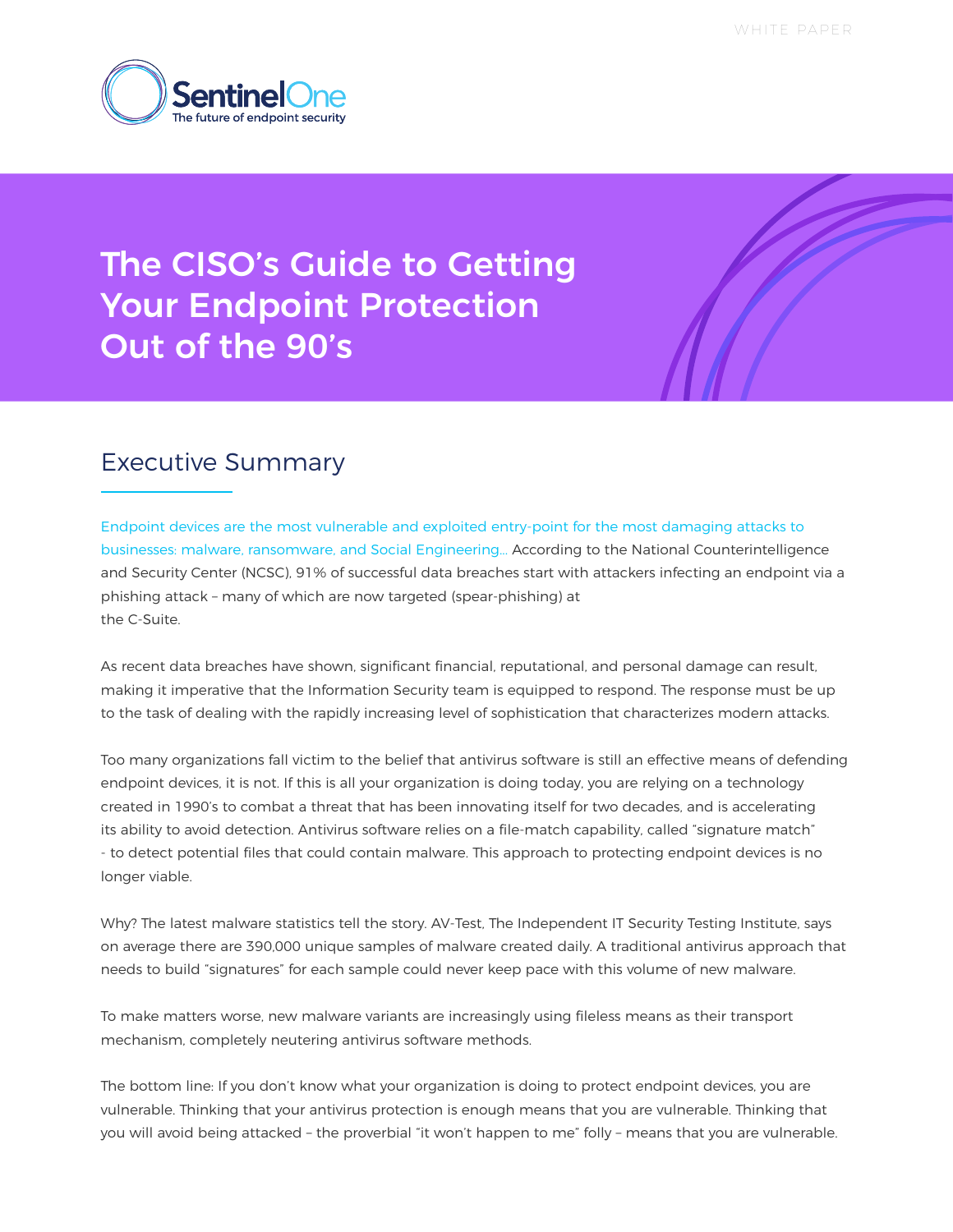SentinelOne
The future of endpoint security

# The CISO's Guide to Getting Your Endpoint Protection Out of the 90's

## Executive Summary

Endpoint devices are the most vulnerable and exploited entry-point for the most damaging attacks to businesses: malware, ransomware, and Social Engineering… According to the National Counterintelligence and Security Center (NCSC), 91% of successful data breaches start with attackers infecting an endpoint via a phishing attack – many of which are now targeted (spear-phishing) at the C-Suite.

As recent data breaches have shown, significant financial, reputational, and personal damage can result, making it imperative that the Information Security team is equipped to respond. The response must be up to the task of dealing with the rapidly increasing level of sophistication that characterizes modern attacks.

Too many organizations fall victim to the belief that antivirus software is still an effective means of defending endpoint devices, it is not. If this is all your organization is doing today, you are relying on a technology created in 1990's to combat a threat that has been innovating itself for two decades, and is accelerating its ability to avoid detection. Antivirus software relies on a file-match capability, called "signature match" - to detect potential files that could contain malware. This approach to protecting endpoint devices is no longer viable.

Why? The latest malware statistics tell the story. AV-Test, The Independent IT Security Testing Institute, says on average there are 390,000 unique samples of malware created daily. A traditional antivirus approach that needs to build "signatures" for each sample could never keep pace with this volume of new malware.

To make matters worse, new malware variants are increasingly using fileless means as their transport mechanism, completely neutering antivirus software methods.

The bottom line: If you don't know what your organization is doing to protect endpoint devices, you are vulnerable. Thinking that your antivirus protection is enough means that you are vulnerable. Thinking that you will avoid being attacked – the proverbial "it won't happen to me" folly – means that you are vulnerable.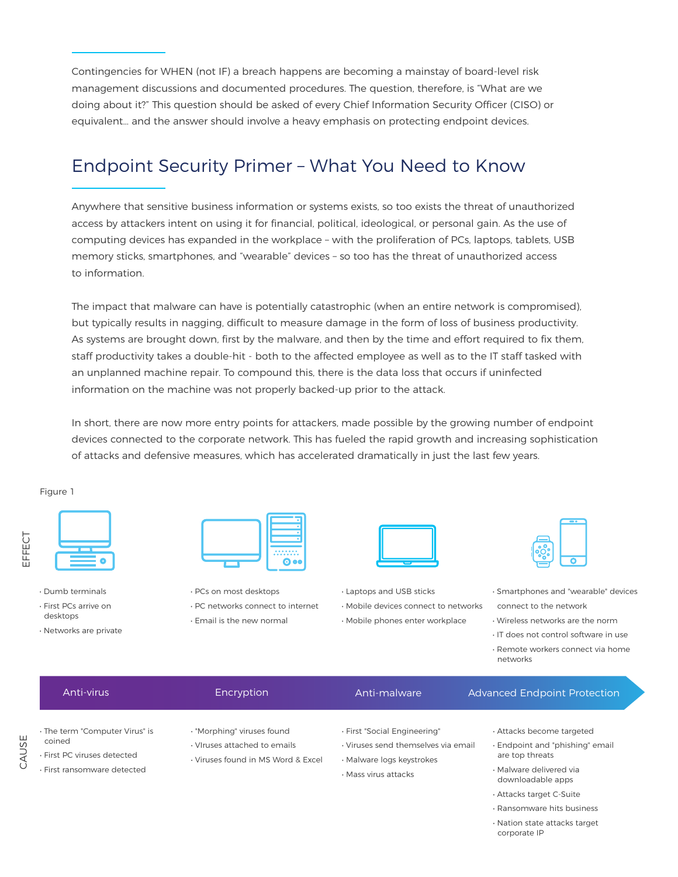Contingencies for WHEN (not IF) a breach happens are becoming a mainstay of board-level risk management discussions and documented procedures. The question, therefore, is "What are we doing about it?" This question should be asked of every Chief Information Security Officer (CISO) or equivalent… and the answer should involve a heavy emphasis on protecting endpoint devices.

## Endpoint Security Primer – What You Need to Know

Anywhere that sensitive business information or systems exists, so too exists the threat of unauthorized access by attackers intent on using it for financial, political, ideological, or personal gain. As the use of computing devices has expanded in the workplace – with the proliferation of PCs, laptops, tablets, USB memory sticks, smartphones, and "wearable" devices – so too has the threat of unauthorized access to information.

The impact that malware can have is potentially catastrophic (when an entire network is compromised), but typically results in nagging, difficult to measure damage in the form of loss of business productivity. As systems are brought down, first by the malware, and then by the time and effort required to fix them, staff productivity takes a double-hit - both to the affected employee as well as to the IT staff tasked with an unplanned machine repair. To compound this, there is the data loss that occurs if uninfected information on the machine was not properly backed-up prior to the attack.

In short, there are now more entry points for attackers, made possible by the growing number of endpoint devices connected to the corporate network. This has fueled the rapid growth and increasing sophistication of attacks and defensive measures, which has accelerated dramatically in just the last few years.

Figure 1

| | Anti-virus | Encryption | Anti-malware | Advanced Endpoint Protection |
|---|---|---|---|---|
| EFFECT | · Dumb terminals<br>· First PCs arrive on desktops<br>· Networks are private | · PCs on most desktops<br>· PC networks connect to internet<br>· Email is the new normal | · Laptops and USB sticks<br>· Mobile devices connect to networks<br>· Mobile phones enter workplace | · Smartphones and "wearable" devices connect to the network<br>· Wireless networks are the norm<br>· IT does not control software in use<br>· Remote workers connect via home networks |
| CAUSE | · The term "Computer Virus" is coined<br>· First PC viruses detected<br>· First ransomware detected | · "Morphing" viruses found<br>· VIruses attached to emails<br>· Viruses found in MS Word & Excel | · First "Social Engineering"<br>· Viruses send themselves via email<br>· Malware logs keystrokes<br>· Mass virus attacks | · Attacks become targeted<br>· Endpoint and "phishing" email are top threats<br>· Malware delivered via downloadable apps<br>· Attacks target C-Suite<br>· Ransomware hits business<br>· Nation state attacks target corporate IP |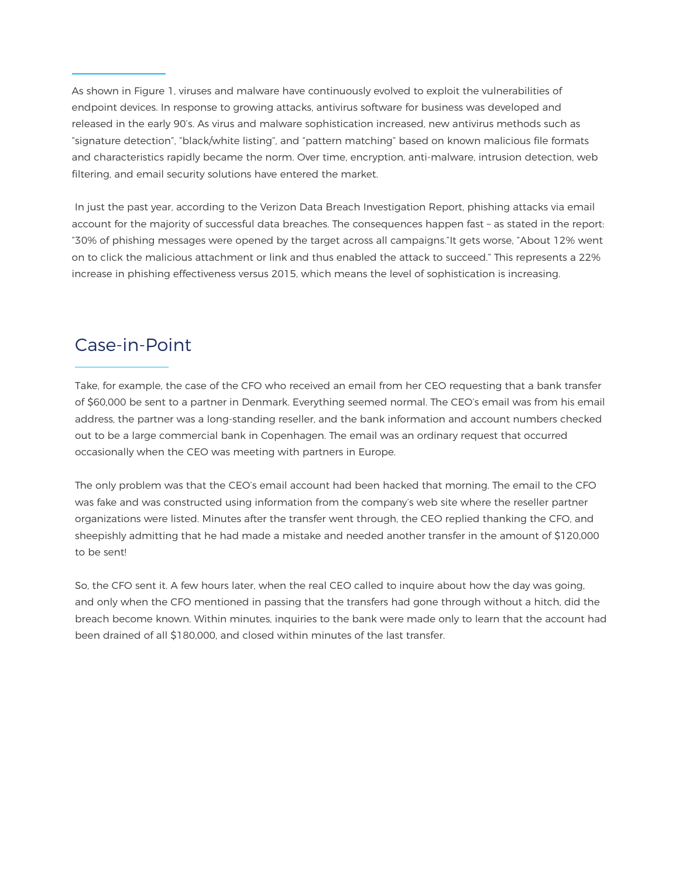As shown in Figure 1, viruses and malware have continuously evolved to exploit the vulnerabilities of endpoint devices. In response to growing attacks, antivirus software for business was developed and released in the early 90's. As virus and malware sophistication increased, new antivirus methods such as "signature detection", "black/white listing", and "pattern matching" based on known malicious file formats and characteristics rapidly became the norm. Over time, encryption, anti-malware, intrusion detection, web filtering, and email security solutions have entered the market.

In just the past year, according to the Verizon Data Breach Investigation Report, phishing attacks via email account for the majority of successful data breaches. The consequences happen fast – as stated in the report: "30% of phishing messages were opened by the target across all campaigns."It gets worse, "About 12% went on to click the malicious attachment or link and thus enabled the attack to succeed." This represents a 22% increase in phishing effectiveness versus 2015, which means the level of sophistication is increasing.

## Case-in-Point

Take, for example, the case of the CFO who received an email from her CEO requesting that a bank transfer of $60,000 be sent to a partner in Denmark. Everything seemed normal. The CEO's email was from his email address, the partner was a long-standing reseller, and the bank information and account numbers checked out to be a large commercial bank in Copenhagen. The email was an ordinary request that occurred occasionally when the CEO was meeting with partners in Europe.

The only problem was that the CEO's email account had been hacked that morning. The email to the CFO was fake and was constructed using information from the company's web site where the reseller partner organizations were listed. Minutes after the transfer went through, the CEO replied thanking the CFO, and sheepishly admitting that he had made a mistake and needed another transfer in the amount of $120,000 to be sent!

So, the CFO sent it. A few hours later, when the real CEO called to inquire about how the day was going, and only when the CFO mentioned in passing that the transfers had gone through without a hitch, did the breach become known. Within minutes, inquiries to the bank were made only to learn that the account had been drained of all $180,000, and closed within minutes of the last transfer.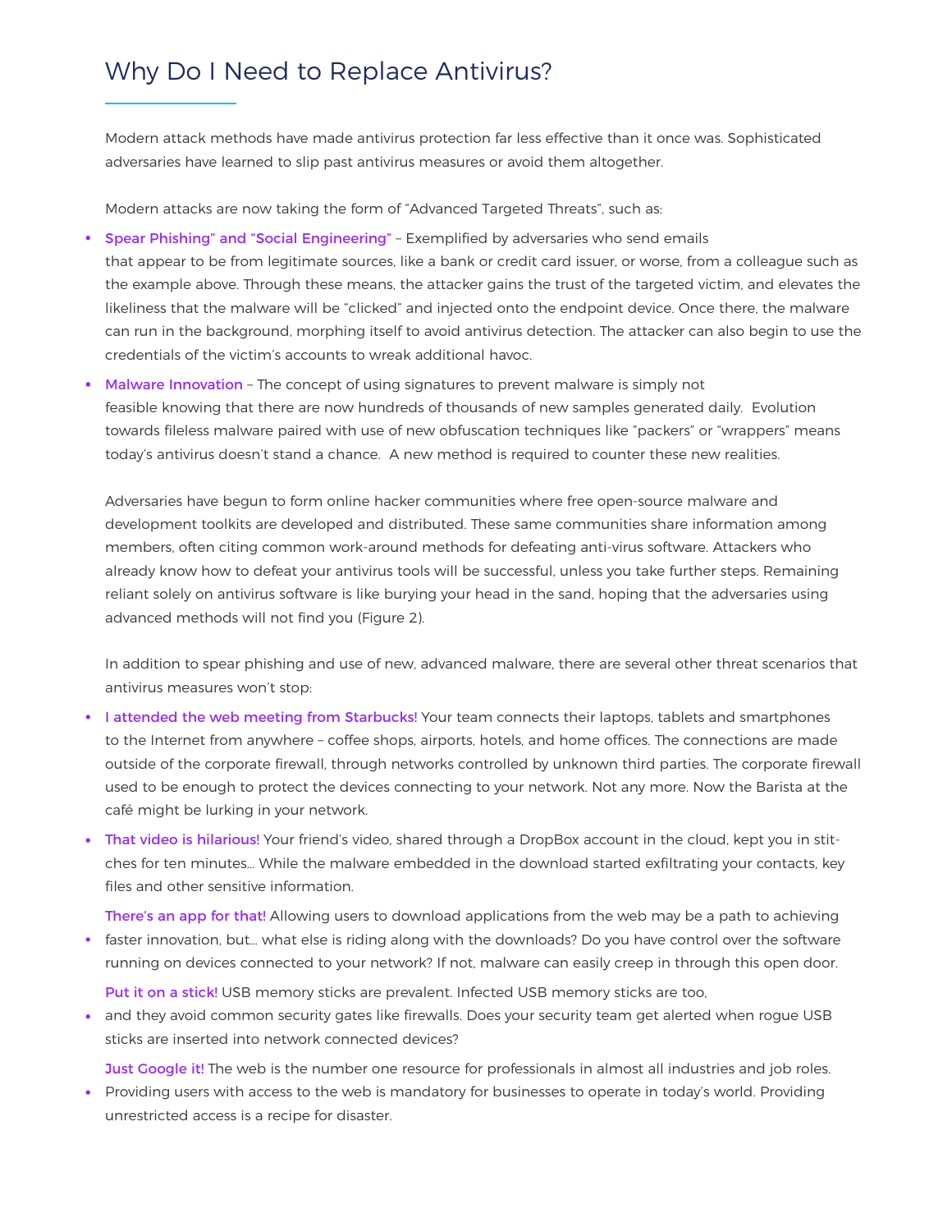## Why Do I Need to Replace Antivirus?

Modern attack methods have made antivirus protection far less effective than it once was. Sophisticated adversaries have learned to slip past antivirus measures or avoid them altogether.

Modern attacks are now taking the form of "Advanced Targeted Threats", such as:

- **Spear Phishing" and "Social Engineering"** – Exemplified by adversaries who send emails that appear to be from legitimate sources, like a bank or credit card issuer, or worse, from a colleague such as the example above. Through these means, the attacker gains the trust of the targeted victim, and elevates the likeliness that the malware will be "clicked" and injected onto the endpoint device. Once there, the malware can run in the background, morphing itself to avoid antivirus detection. The attacker can also begin to use the credentials of the victim's accounts to wreak additional havoc.
- **Malware Innovation** – The concept of using signatures to prevent malware is simply not feasible knowing that there are now hundreds of thousands of new samples generated daily. Evolution towards fileless malware paired with use of new obfuscation techniques like "packers" or "wrappers" means today's antivirus doesn't stand a chance. A new method is required to counter these new realities.

Adversaries have begun to form online hacker communities where free open-source malware and development toolkits are developed and distributed. These same communities share information among members, often citing common work-around methods for defeating anti-virus software. Attackers who already know how to defeat your antivirus tools will be successful, unless you take further steps. Remaining reliant solely on antivirus software is like burying your head in the sand, hoping that the adversaries using advanced methods will not find you (Figure 2).

In addition to spear phishing and use of new, advanced malware, there are several other threat scenarios that antivirus measures won't stop:

- **I attended the web meeting from Starbucks!** Your team connects their laptops, tablets and smartphones to the Internet from anywhere – coffee shops, airports, hotels, and home offices. The connections are made outside of the corporate firewall, through networks controlled by unknown third parties. The corporate firewall used to be enough to protect the devices connecting to your network. Not any more. Now the Barista at the café might be lurking in your network.
- **That video is hilarious!** Your friend's video, shared through a DropBox account in the cloud, kept you in stitches for ten minutes... While the malware embedded in the download started exfiltrating your contacts, key files and other sensitive information.
- **There's an app for that!** Allowing users to download applications from the web may be a path to achieving faster innovation, but... what else is riding along with the downloads? Do you have control over the software running on devices connected to your network? If not, malware can easily creep in through this open door.
- **Put it on a stick!** USB memory sticks are prevalent. Infected USB memory sticks are too, and they avoid common security gates like firewalls. Does your security team get alerted when rogue USB sticks are inserted into network connected devices?
- **Just Google it!** The web is the number one resource for professionals in almost all industries and job roles. Providing users with access to the web is mandatory for businesses to operate in today's world. Providing unrestricted access is a recipe for disaster.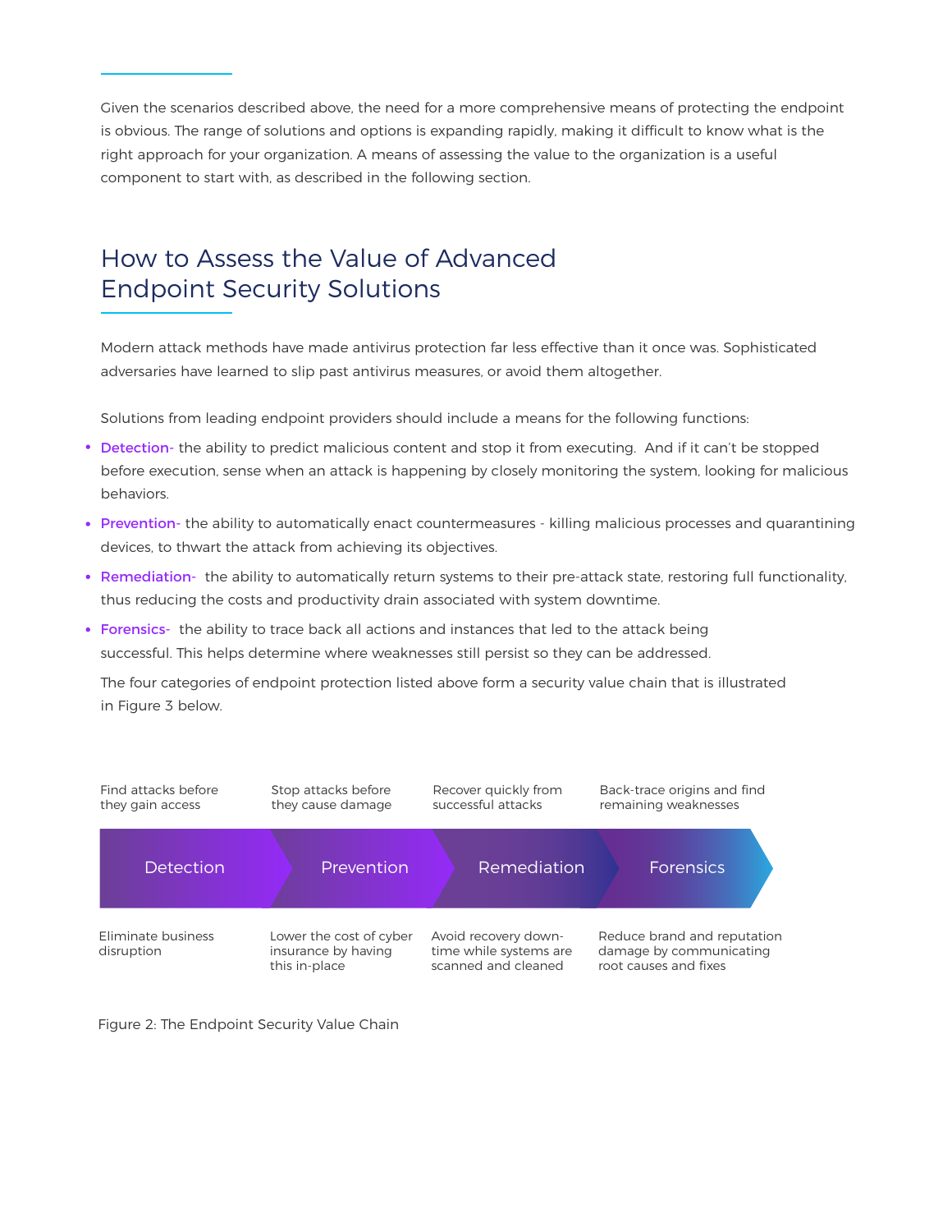Given the scenarios described above, the need for a more comprehensive means of protecting the endpoint is obvious. The range of solutions and options is expanding rapidly, making it difficult to know what is the right approach for your organization. A means of assessing the value to the organization is a useful component to start with, as described in the following section.

## How to Assess the Value of Advanced Endpoint Security Solutions

Modern attack methods have made antivirus protection far less effective than it once was. Sophisticated adversaries have learned to slip past antivirus measures, or avoid them altogether.

Solutions from leading endpoint providers should include a means for the following functions:

- **Detection-** the ability to predict malicious content and stop it from executing. And if it can't be stopped before execution, sense when an attack is happening by closely monitoring the system, looking for malicious behaviors.
- **Prevention-** the ability to automatically enact countermeasures - killing malicious processes and quarantining devices, to thwart the attack from achieving its objectives.
- **Remediation-** the ability to automatically return systems to their pre-attack state, restoring full functionality, thus reducing the costs and productivity drain associated with system downtime.
- **Forensics-** the ability to trace back all actions and instances that led to the attack being successful. This helps determine where weaknesses still persist so they can be addressed.

The four categories of endpoint protection listed above form a security value chain that is illustrated in Figure 3 below.

| Detection | Prevention | Remediation | Forensics |
| --- | --- | --- | --- |
| Find attacks before they gain access | Stop attacks before they cause damage | Recover quickly from successful attacks | Back-trace origins and find remaining weaknesses |
| Eliminate business disruption | Lower the cost of cyber insurance by having this in-place | Avoid recovery down-time while systems are scanned and cleaned | Reduce brand and reputation damage by communicating root causes and fixes |

Figure 2: The Endpoint Security Value Chain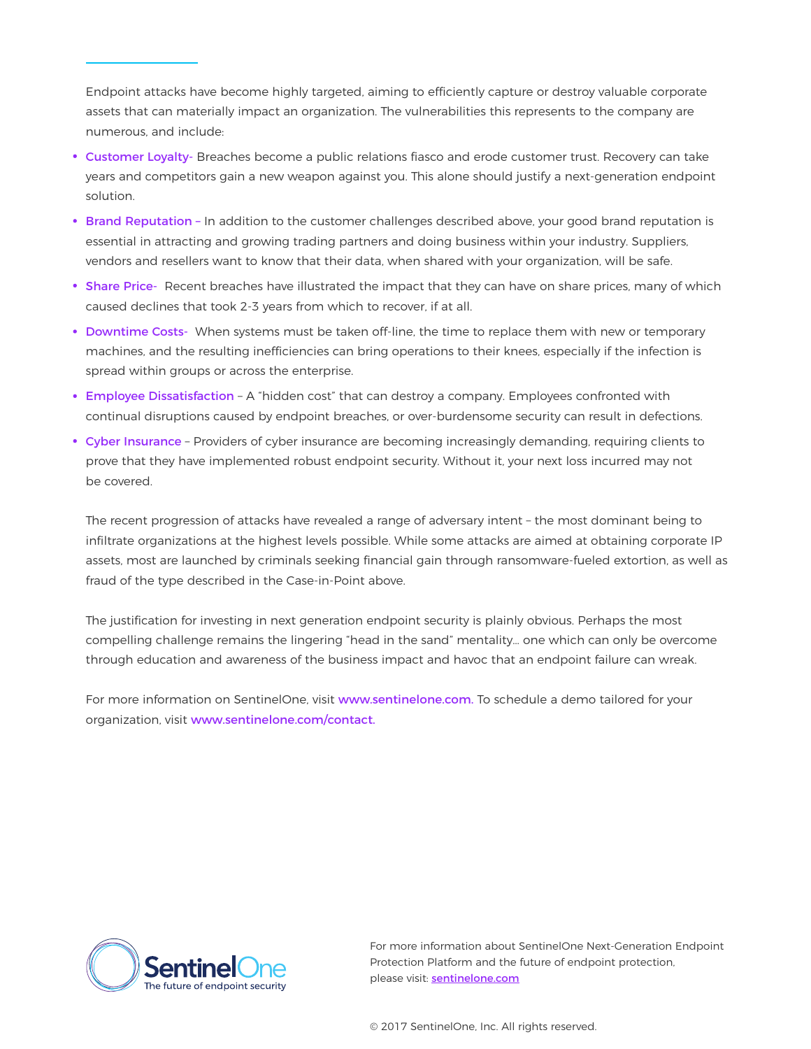Endpoint attacks have become highly targeted, aiming to efficiently capture or destroy valuable corporate assets that can materially impact an organization. The vulnerabilities this represents to the company are numerous, and include:

- **Customer Loyalty-** Breaches become a public relations fiasco and erode customer trust. Recovery can take years and competitors gain a new weapon against you. This alone should justify a next-generation endpoint solution.
- **Brand Reputation –** In addition to the customer challenges described above, your good brand reputation is essential in attracting and growing trading partners and doing business within your industry. Suppliers, vendors and resellers want to know that their data, when shared with your organization, will be safe.
- **Share Price-** Recent breaches have illustrated the impact that they can have on share prices, many of which caused declines that took 2-3 years from which to recover, if at all.
- **Downtime Costs-** When systems must be taken off-line, the time to replace them with new or temporary machines, and the resulting inefficiencies can bring operations to their knees, especially if the infection is spread within groups or across the enterprise.
- **Employee Dissatisfaction** – A "hidden cost" that can destroy a company. Employees confronted with continual disruptions caused by endpoint breaches, or over-burdensome security can result in defections.
- **Cyber Insurance** – Providers of cyber insurance are becoming increasingly demanding, requiring clients to prove that they have implemented robust endpoint security. Without it, your next loss incurred may not be covered.

The recent progression of attacks have revealed a range of adversary intent – the most dominant being to infiltrate organizations at the highest levels possible. While some attacks are aimed at obtaining corporate IP assets, most are launched by criminals seeking financial gain through ransomware-fueled extortion, as well as fraud of the type described in the Case-in-Point above.

The justification for investing in next generation endpoint security is plainly obvious. Perhaps the most compelling challenge remains the lingering "head in the sand" mentality… one which can only be overcome through education and awareness of the business impact and havoc that an endpoint failure can wreak.

For more information on SentinelOne, visit www.sentinelone.com. To schedule a demo tailored for your organization, visit www.sentinelone.com/contact.

SentinelOne
The future of endpoint security

For more information about SentinelOne Next-Generation Endpoint Protection Platform and the future of endpoint protection, please visit: sentinelone.com

© 2017 SentinelOne, Inc. All rights reserved.